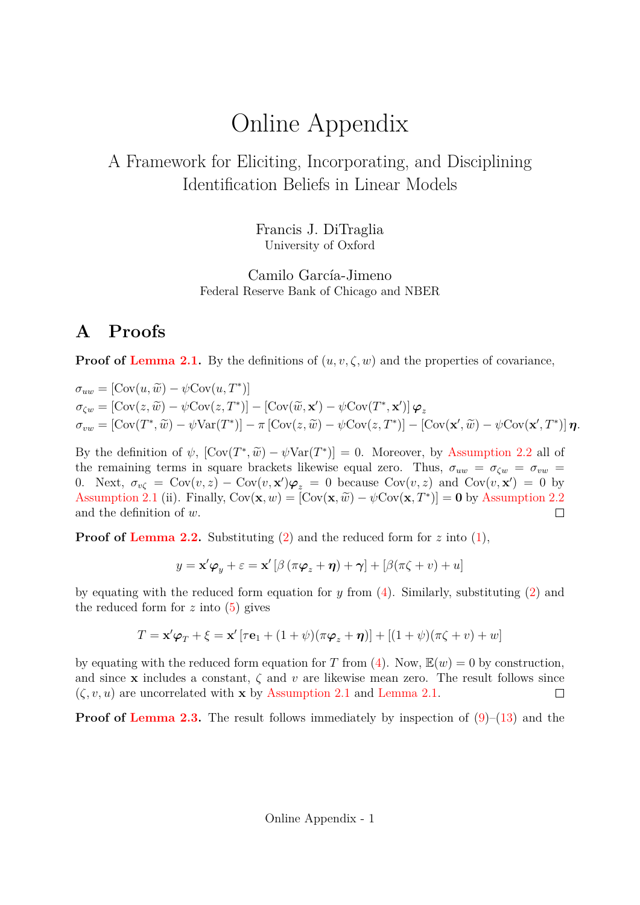# Online Appendix

A Framework for Eliciting, Incorporating, and Disciplining Identification Beliefs in Linear Models

Francis J. DiTraglia
University of Oxford

Camilo García-Jimeno
Federal Reserve Bank of Chicago and NBER

## A Proofs

**Proof of Lemma 2.1.** By the definitions of $(u, v, \zeta, w)$ and the properties of covariance,

$$
\begin{aligned}
\sigma_{uw} &= [\text{Cov}(u, \widetilde{w}) - \psi \text{Cov}(u, T^*)] \\
\sigma_{\zeta w} &= [\text{Cov}(z, \widetilde{w}) - \psi \text{Cov}(z, T^*)] - [\text{Cov}(\widetilde{w}, \mathbf{x}') - \psi \text{Cov}(T^*, \mathbf{x}')] \, \boldsymbol{\varphi}_z \\
\sigma_{vw} &= [\text{Cov}(T^*, \widetilde{w}) - \psi \text{Var}(T^*)] - \pi \, [\text{Cov}(z, \widetilde{w}) - \psi \text{Cov}(z, T^*)] - [\text{Cov}(\mathbf{x}', \widetilde{w}) - \psi \text{Cov}(\mathbf{x}', T^*)] \, \boldsymbol{\eta}.
\end{aligned}
$$

By the definition of $\psi$, $[\text{Cov}(T^*, \widetilde{w}) - \psi \text{Var}(T^*)] = 0$. Moreover, by Assumption 2.2 all of the remaining terms in square brackets likewise equal zero. Thus, $\sigma_{uw} = \sigma_{\zeta w} = \sigma_{vw} = 0$. Next, $\sigma_{v\zeta} = \text{Cov}(v, z) - \text{Cov}(v, \mathbf{x}')\boldsymbol{\varphi}_z = 0$ because $\text{Cov}(v, z)$ and $\text{Cov}(v, \mathbf{x}') = 0$ by Assumption 2.1 (ii). Finally, $\text{Cov}(\mathbf{x}, w) = [\text{Cov}(\mathbf{x}, \widetilde{w}) - \psi \text{Cov}(\mathbf{x}, T^*)] = \mathbf{0}$ by Assumption 2.2 and the definition of $w$. □

**Proof of Lemma 2.2.** Substituting (2) and the reduced form for $z$ into (1),

$$
y = \mathbf{x}'\boldsymbol{\varphi}_y + \varepsilon = \mathbf{x}' \left[\beta \left(\pi \boldsymbol{\varphi}_z + \boldsymbol{\eta}\right) + \boldsymbol{\gamma}\right] + \left[\beta(\pi\zeta + v) + u\right]
$$

by equating with the reduced form equation for $y$ from (4). Similarly, substituting (2) and the reduced form for $z$ into (5) gives

$$
T = \mathbf{x}'\boldsymbol{\varphi}_T + \xi = \mathbf{x}' \left[\tau \mathbf{e}_1 + (1 + \psi)(\pi \boldsymbol{\varphi}_z + \boldsymbol{\eta})\right] + \left[(1 + \psi)(\pi\zeta + v) + w\right]
$$

by equating with the reduced form equation for $T$ from (4). Now, $\mathbb{E}(w) = 0$ by construction, and since $\mathbf{x}$ includes a constant, $\zeta$ and $v$ are likewise mean zero. The result follows since $(\zeta, v, u)$ are uncorrelated with $\mathbf{x}$ by Assumption 2.1 and Lemma 2.1. □

**Proof of Lemma 2.3.** The result follows immediately by inspection of (9)–(13) and the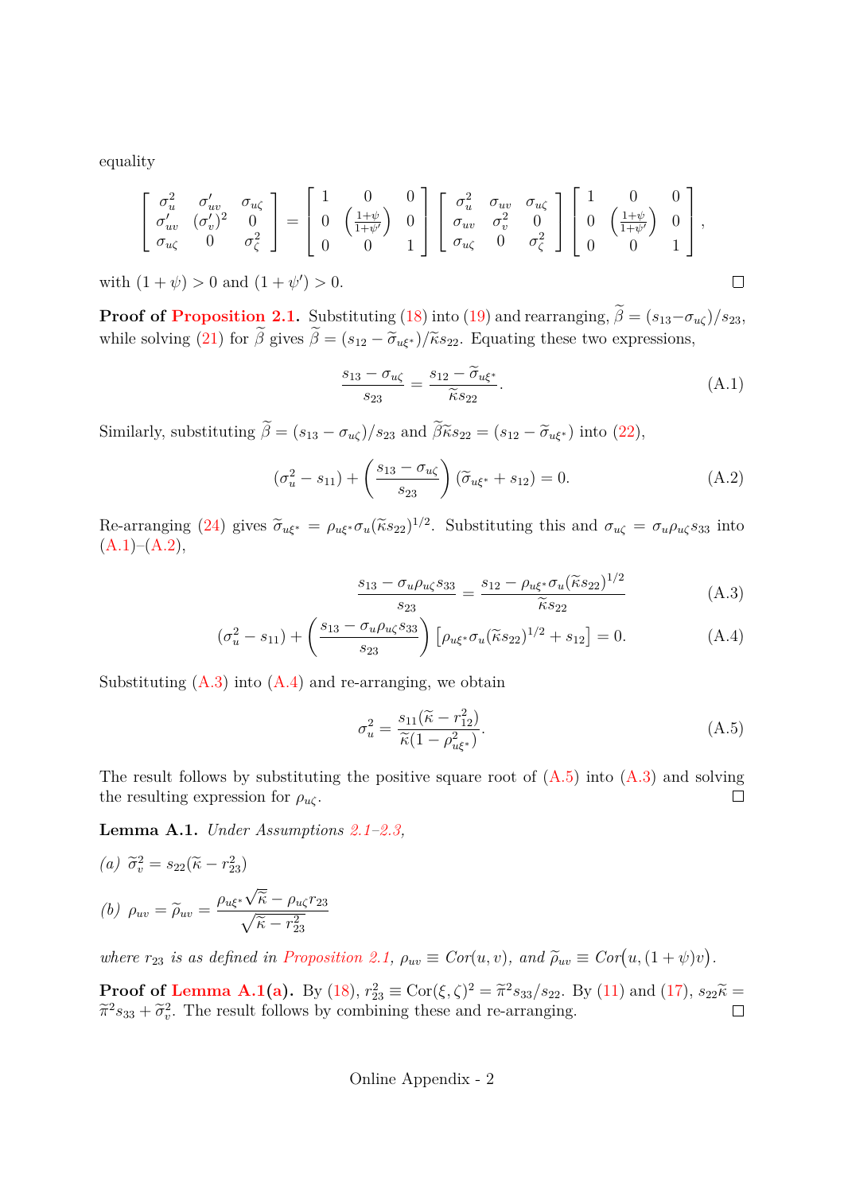equality

$$
\begin{bmatrix} \sigma_u^2 & \sigma'_{uv} & \sigma_{u\zeta} \\ \sigma'_{uv} & (\sigma'_v)^2 & 0 \\ \sigma_{u\zeta} & 0 & \sigma_\zeta^2 \end{bmatrix} = \begin{bmatrix} 1 & 0 & 0 \\ 0 & \left(\frac{1+\psi}{1+\psi'}\right) & 0 \\ 0 & 0 & 1 \end{bmatrix} \begin{bmatrix} \sigma_u^2 & \sigma_{uv} & \sigma_{u\zeta} \\ \sigma_{uv} & \sigma_v^2 & 0 \\ \sigma_{u\zeta} & 0 & \sigma_\zeta^2 \end{bmatrix} \begin{bmatrix} 1 & 0 & 0 \\ 0 & \left(\frac{1+\psi}{1+\psi'}\right) & 0 \\ 0 & 0 & 1 \end{bmatrix},
$$

with $(1+\psi) > 0$ and $(1+\psi') > 0$. □

**Proof of Proposition 2.1.** Substituting (18) into (19) and rearranging, $\widetilde{\beta} = (s_{13} - \sigma_{u\zeta})/s_{23}$, while solving (21) for $\widetilde{\beta}$ gives $\widetilde{\beta} = (s_{12} - \widetilde{\sigma}_{u\xi^*})/\widetilde{\kappa}s_{22}$. Equating these two expressions,

$$
\frac{s_{13} - \sigma_{u\zeta}}{s_{23}} = \frac{s_{12} - \widetilde{\sigma}_{u\xi^*}}{\widetilde{\kappa}s_{22}}. \tag{A.1}
$$

Similarly, substituting $\widetilde{\beta} = (s_{13} - \sigma_{u\zeta})/s_{23}$ and $\widetilde{\beta}\widetilde{\kappa}s_{22} = (s_{12} - \widetilde{\sigma}_{u\xi^*})$ into (22),

$$
(\sigma_u^2 - s_{11}) + \left(\frac{s_{13} - \sigma_{u\zeta}}{s_{23}}\right)(\widetilde{\sigma}_{u\xi^*} + s_{12}) = 0. \tag{A.2}
$$

Re-arranging (24) gives $\widetilde{\sigma}_{u\xi^*} = \rho_{u\xi^*}\sigma_u(\widetilde{\kappa}s_{22})^{1/2}$. Substituting this and $\sigma_{u\zeta} = \sigma_u\rho_{u\zeta}s_{33}$ into (A.1)–(A.2),

$$
\frac{s_{13} - \sigma_u\rho_{u\zeta}s_{33}}{s_{23}} = \frac{s_{12} - \rho_{u\xi^*}\sigma_u(\widetilde{\kappa}s_{22})^{1/2}}{\widetilde{\kappa}s_{22}} \tag{A.3}
$$

$$
(\sigma_u^2 - s_{11}) + \left(\frac{s_{13} - \sigma_u\rho_{u\zeta}s_{33}}{s_{23}}\right)\left[\rho_{u\xi^*}\sigma_u(\widetilde{\kappa}s_{22})^{1/2} + s_{12}\right] = 0. \tag{A.4}
$$

Substituting (A.3) into (A.4) and re-arranging, we obtain

$$
\sigma_u^2 = \frac{s_{11}(\widetilde{\kappa} - r_{12}^2)}{\widetilde{\kappa}(1 - \rho_{u\xi^*}^2)}. \tag{A.5}
$$

The result follows by substituting the positive square root of (A.5) into (A.3) and solving the resulting expression for $\rho_{u\zeta}$. □

**Lemma A.1.** *Under Assumptions 2.1–2.3,*

*(a)* $\widetilde{\sigma}_v^2 = s_{22}(\widetilde{\kappa} - r_{23}^2)$

*(b)* $\rho_{uv} = \widetilde{\rho}_{uv} = \dfrac{\rho_{u\xi^*}\sqrt{\widetilde{\kappa}} - \rho_{u\zeta}r_{23}}{\sqrt{\widetilde{\kappa} - r_{23}^2}}$

*where $r_{23}$ is as defined in Proposition 2.1, $\rho_{uv} \equiv Cor(u,v)$, and $\widetilde{\rho}_{uv} \equiv Cor\big(u,(1+\psi)v\big)$.*

**Proof of Lemma A.1(a).** By (18), $r_{23}^2 \equiv \text{Cor}(\xi,\zeta)^2 = \widetilde{\pi}^2 s_{33}/s_{22}$. By (11) and (17), $s_{22}\widetilde{\kappa} = \widetilde{\pi}^2 s_{33} + \widetilde{\sigma}_v^2$. The result follows by combining these and re-arranging. □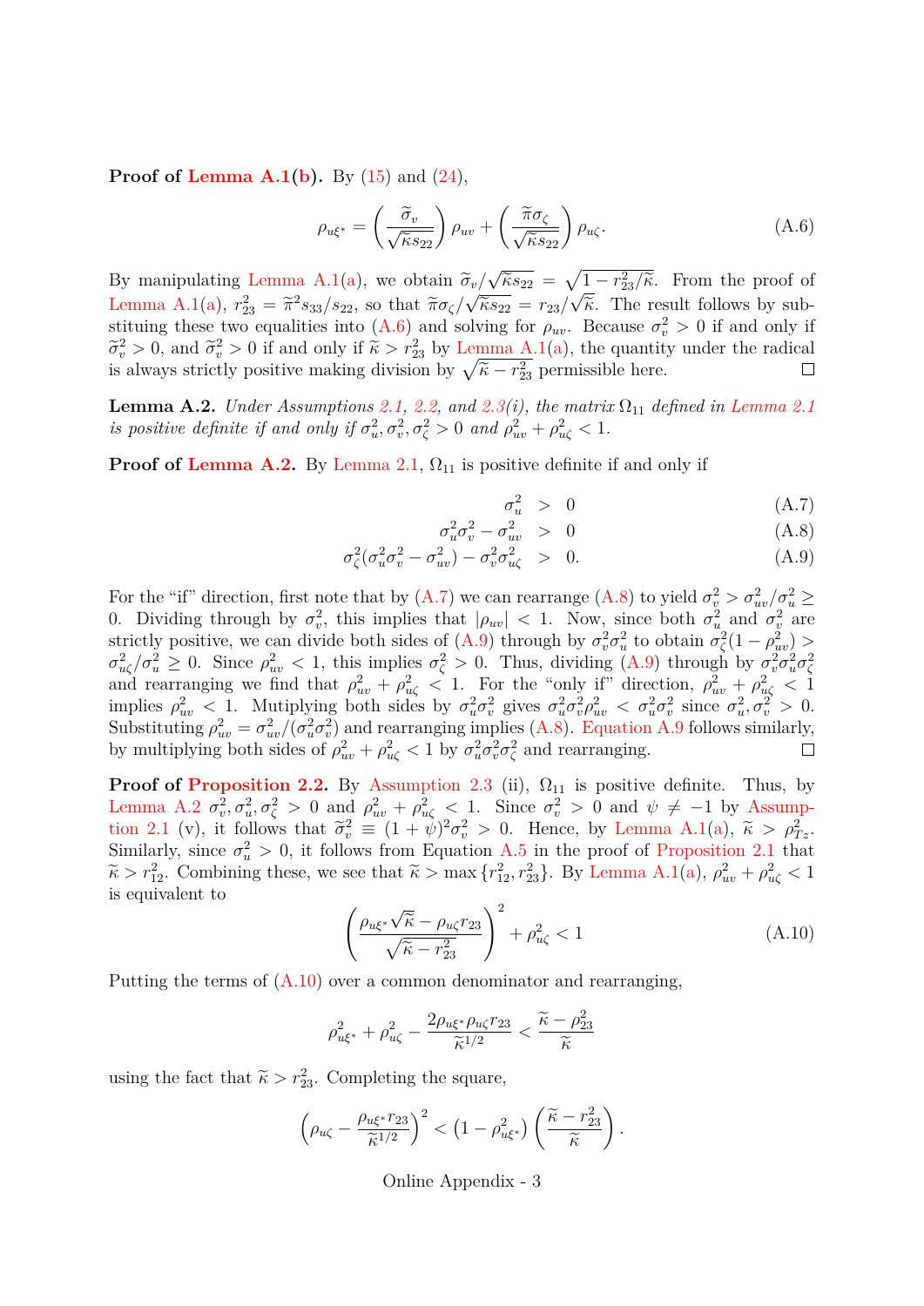**Proof of Lemma A.1(b).** By (15) and (24),

$$\rho_{u\xi^*} = \left(\frac{\widetilde{\sigma}_v}{\sqrt{\widetilde{\kappa}s_{22}}}\right)\rho_{uv} + \left(\frac{\widetilde{\pi}\sigma_\zeta}{\sqrt{\widetilde{\kappa}s_{22}}}\right)\rho_{u\zeta}. \tag{A.6}$$

By manipulating Lemma A.1(a), we obtain $\widetilde{\sigma}_v/\sqrt{\widetilde{\kappa}s_{22}} = \sqrt{1 - r_{23}^2/\widetilde{\kappa}}$. From the proof of Lemma A.1(a), $r_{23}^2 = \widetilde{\pi}^2 s_{33}/s_{22}$, so that $\widetilde{\pi}\sigma_\zeta/\sqrt{\widetilde{\kappa}s_{22}} = r_{23}/\sqrt{\widetilde{\kappa}}$. The result follows by substituting these two equalities into (A.6) and solving for $\rho_{uv}$. Because $\sigma_v^2 > 0$ if and only if $\widetilde{\sigma}_v^2 > 0$, and $\widetilde{\sigma}_v^2 > 0$ if and only if $\widetilde{\kappa} > r_{23}^2$ by Lemma A.1(a), the quantity under the radical is always strictly positive making division by $\sqrt{\widetilde{\kappa} - r_{23}^2}$ permissible here. □

**Lemma A.2.** *Under Assumptions 2.1, 2.2, and 2.3(i), the matrix $\Omega_{11}$ defined in Lemma 2.1 is positive definite if and only if $\sigma_u^2, \sigma_v^2, \sigma_\zeta^2 > 0$ and $\rho_{uv}^2 + \rho_{u\zeta}^2 < 1$.*

**Proof of Lemma A.2.** By Lemma 2.1, $\Omega_{11}$ is positive definite if and only if

$$\sigma_u^2 > 0 \tag{A.7}$$

$$\sigma_u^2\sigma_v^2 - \sigma_{uv}^2 > 0 \tag{A.8}$$

$$\sigma_\zeta^2(\sigma_u^2\sigma_v^2 - \sigma_{uv}^2) - \sigma_v^2\sigma_{u\zeta}^2 > 0. \tag{A.9}$$

For the "if" direction, first note that by (A.7) we can rearrange (A.8) to yield $\sigma_v^2 > \sigma_{uv}^2/\sigma_u^2 \geq 0$. Dividing through by $\sigma_v^2$, this implies that $|\rho_{uv}| < 1$. Now, since both $\sigma_u^2$ and $\sigma_v^2$ are strictly positive, we can divide both sides of (A.9) through by $\sigma_v^2\sigma_u^2$ to obtain $\sigma_\zeta^2(1 - \rho_{uv}^2) > \sigma_{u\zeta}^2/\sigma_u^2 \geq 0$. Since $\rho_{uv}^2 < 1$, this implies $\sigma_\zeta^2 > 0$. Thus, dividing (A.9) through by $\sigma_v^2\sigma_u^2\sigma_\zeta^2$ and rearranging we find that $\rho_{uv}^2 + \rho_{u\zeta}^2 < 1$. For the "only if" direction, $\rho_{uv}^2 + \rho_{u\zeta}^2 < 1$ implies $\rho_{uv}^2 < 1$. Mutiplying both sides by $\sigma_u^2\sigma_v^2$ gives $\sigma_u^2\sigma_v^2\rho_{uv} < \sigma_u^2\sigma_v^2$ since $\sigma_u^2, \sigma_v^2 > 0$. Substituting $\rho_{uv}^2 = \sigma_{uv}^2/(\sigma_u^2\sigma_v^2)$ and rearranging implies (A.8). Equation A.9 follows similarly, by multiplying both sides of $\rho_{uv}^2 + \rho_{u\zeta}^2 < 1$ by $\sigma_u^2\sigma_v^2\sigma_\zeta^2$ and rearranging. □

**Proof of Proposition 2.2.** By Assumption 2.3 (ii), $\Omega_{11}$ is positive definite. Thus, by Lemma A.2 $\sigma_v^2, \sigma_u^2, \sigma_\zeta^2 > 0$ and $\rho_{uv}^2 + \rho_{u\zeta}^2 < 1$. Since $\sigma_v^2 > 0$ and $\psi \neq -1$ by Assumption 2.1 (v), it follows that $\widetilde{\sigma}_v^2 \equiv (1 + \psi)^2\sigma_v^2 > 0$. Hence, by Lemma A.1(a), $\widetilde{\kappa} > \rho_{Tz}^2$. Similarly, since $\sigma_u^2 > 0$, it follows from Equation A.5 in the proof of Proposition 2.1 that $\widetilde{\kappa} > r_{12}^2$. Combining these, we see that $\widetilde{\kappa} > \max\{r_{12}^2, r_{23}^2\}$. By Lemma A.1(a), $\rho_{uv}^2 + \rho_{u\zeta}^2 < 1$ is equivalent to

$$\left(\frac{\rho_{u\xi^*}\sqrt{\widetilde{\kappa}} - \rho_{u\zeta}r_{23}}{\sqrt{\widetilde{\kappa} - r_{23}^2}}\right)^2 + \rho_{u\zeta}^2 < 1 \tag{A.10}$$

Putting the terms of (A.10) over a common denominator and rearranging,

$$\rho_{u\xi^*}^2 + \rho_{u\zeta}^2 - \frac{2\rho_{u\xi^*}\rho_{u\zeta}r_{23}}{\widetilde{\kappa}^{1/2}} < \frac{\widetilde{\kappa} - \rho_{23}^2}{\widetilde{\kappa}}$$

using the fact that $\widetilde{\kappa} > r_{23}^2$. Completing the square,

$$\left(\rho_{u\zeta} - \frac{\rho_{u\xi^*}r_{23}}{\widetilde{\kappa}^{1/2}}\right)^2 < \left(1 - \rho_{u\xi^*}^2\right)\left(\frac{\widetilde{\kappa} - r_{23}^2}{\widetilde{\kappa}}\right).$$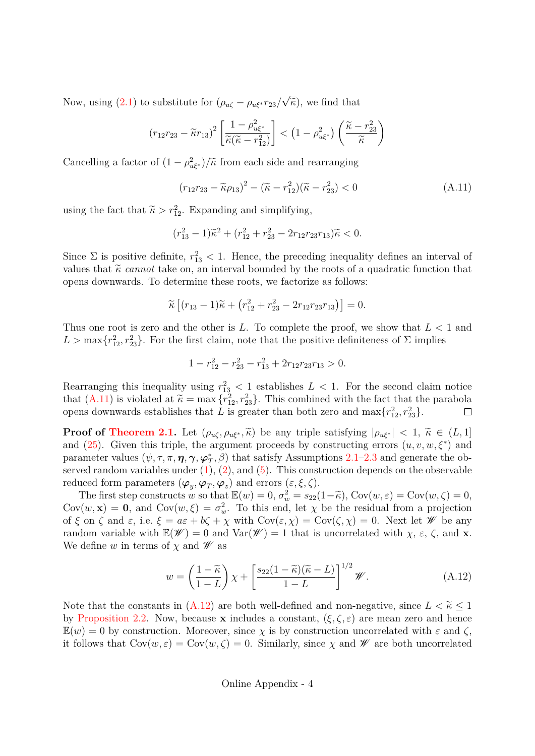Now, using (2.1) to substitute for $(\rho_{u\zeta} - \rho_{u\xi^*} r_{23}/\sqrt{\widetilde{\kappa}})$, we find that

$$(r_{12}r_{23} - \widetilde{\kappa} r_{13})^2 \left[ \frac{1-\rho_{u\xi^*}^2}{\widetilde{\kappa}(\widetilde{\kappa} - r_{12}^2)} \right] < \left(1 - \rho_{u\xi^*}^2\right) \left( \frac{\widetilde{\kappa} - r_{23}^2}{\widetilde{\kappa}} \right)$$

Cancelling a factor of $(1 - \rho_{u\xi^*}^2)/\widetilde{\kappa}$ from each side and rearranging

$$(r_{12}r_{23} - \widetilde{\kappa}\rho_{13})^2 - (\widetilde{\kappa} - r_{12}^2)(\widetilde{\kappa} - r_{23}^2) < 0 \tag{A.11}$$

using the fact that $\widetilde{\kappa} > r_{12}^2$. Expanding and simplifying,

$$(r_{13}^2 - 1)\widetilde{\kappa}^2 + (r_{12}^2 + r_{23}^2 - 2r_{12}r_{23}r_{13})\widetilde{\kappa} < 0.$$

Since $\Sigma$ is positive definite, $r_{13}^2 < 1$. Hence, the preceding inequality defines an interval of values that $\widetilde{\kappa}$ *cannot* take on, an interval bounded by the roots of a quadratic function that opens downwards. To determine these roots, we factorize as follows:

$$\widetilde{\kappa}\left[(r_{13} - 1)\widetilde{\kappa} + \left(r_{12}^2 + r_{23}^2 - 2r_{12}r_{23}r_{13}\right)\right] = 0.$$

Thus one root is zero and the other is $L$. To complete the proof, we show that $L < 1$ and $L > \max\{r_{12}^2, r_{23}^2\}$. For the first claim, note that the positive definiteness of $\Sigma$ implies

$$1 - r_{12}^2 - r_{23}^2 - r_{13}^2 + 2r_{12}r_{23}r_{13} > 0.$$

Rearranging this inequality using $r_{13}^2 < 1$ establishes $L < 1$. For the second claim notice that (A.11) is violated at $\widetilde{\kappa} = \max\{r_{12}^2, r_{23}^2\}$. This combined with the fact that the parabola opens downwards establishes that $L$ is greater than both zero and $\max\{r_{12}^2, r_{23}^2\}$. □

**Proof of Theorem 2.1.** Let $(\rho_{u\zeta}, \rho_{u\xi^*}, \widetilde{\kappa})$ be any triple satisfying $|\rho_{u\xi^*}| < 1$, $\widetilde{\kappa} \in (L, 1]$ and (25). Given this triple, the argument proceeds by constructing errors $(u, v, w, \xi^*)$ and parameter values $(\psi, \tau, \pi, \boldsymbol{\eta}, \boldsymbol{\gamma}, \boldsymbol{\varphi}_T^*, \beta)$ that satisfy Assumptions 2.1–2.3 and generate the observed random variables under (1), (2), and (5). This construction depends on the observable reduced form parameters $(\boldsymbol{\varphi}_y, \boldsymbol{\varphi}_T, \boldsymbol{\varphi}_z)$ and errors $(\varepsilon, \xi, \zeta)$.

The first step constructs $w$ so that $\mathbb{E}(w) = 0$, $\sigma_w^2 = s_{22}(1-\widetilde{\kappa})$, $\text{Cov}(w, \varepsilon) = \text{Cov}(w, \zeta) = 0$, $\text{Cov}(w, \mathbf{x}) = \mathbf{0}$, and $\text{Cov}(w, \xi) = \sigma_w^2$. To this end, let $\chi$ be the residual from a projection of $\xi$ on $\zeta$ and $\varepsilon$, i.e. $\xi = a\varepsilon + b\zeta + \chi$ with $\text{Cov}(\varepsilon, \chi) = \text{Cov}(\zeta, \chi) = 0$. Next let $\mathscr{W}$ be any random variable with $\mathbb{E}(\mathscr{W}) = 0$ and $\text{Var}(\mathscr{W}) = 1$ that is uncorrelated with $\chi$, $\varepsilon$, $\zeta$, and $\mathbf{x}$. We define $w$ in terms of $\chi$ and $\mathscr{W}$ as

$$w = \left(\frac{1-\widetilde{\kappa}}{1-L}\right)\chi + \left[\frac{s_{22}(1-\widetilde{\kappa})(\widetilde{\kappa} - L)}{1-L}\right]^{1/2} \mathscr{W}. \tag{A.12}$$

Note that the constants in (A.12) are both well-defined and non-negative, since $L < \widetilde{\kappa} \leq 1$ by Proposition 2.2. Now, because $\mathbf{x}$ includes a constant, $(\xi, \zeta, \varepsilon)$ are mean zero and hence $\mathbb{E}(w) = 0$ by construction. Moreover, since $\chi$ is by construction uncorrelated with $\varepsilon$ and $\zeta$, it follows that $\text{Cov}(w, \varepsilon) = \text{Cov}(w, \zeta) = 0$. Similarly, since $\chi$ and $\mathscr{W}$ are both uncorrelated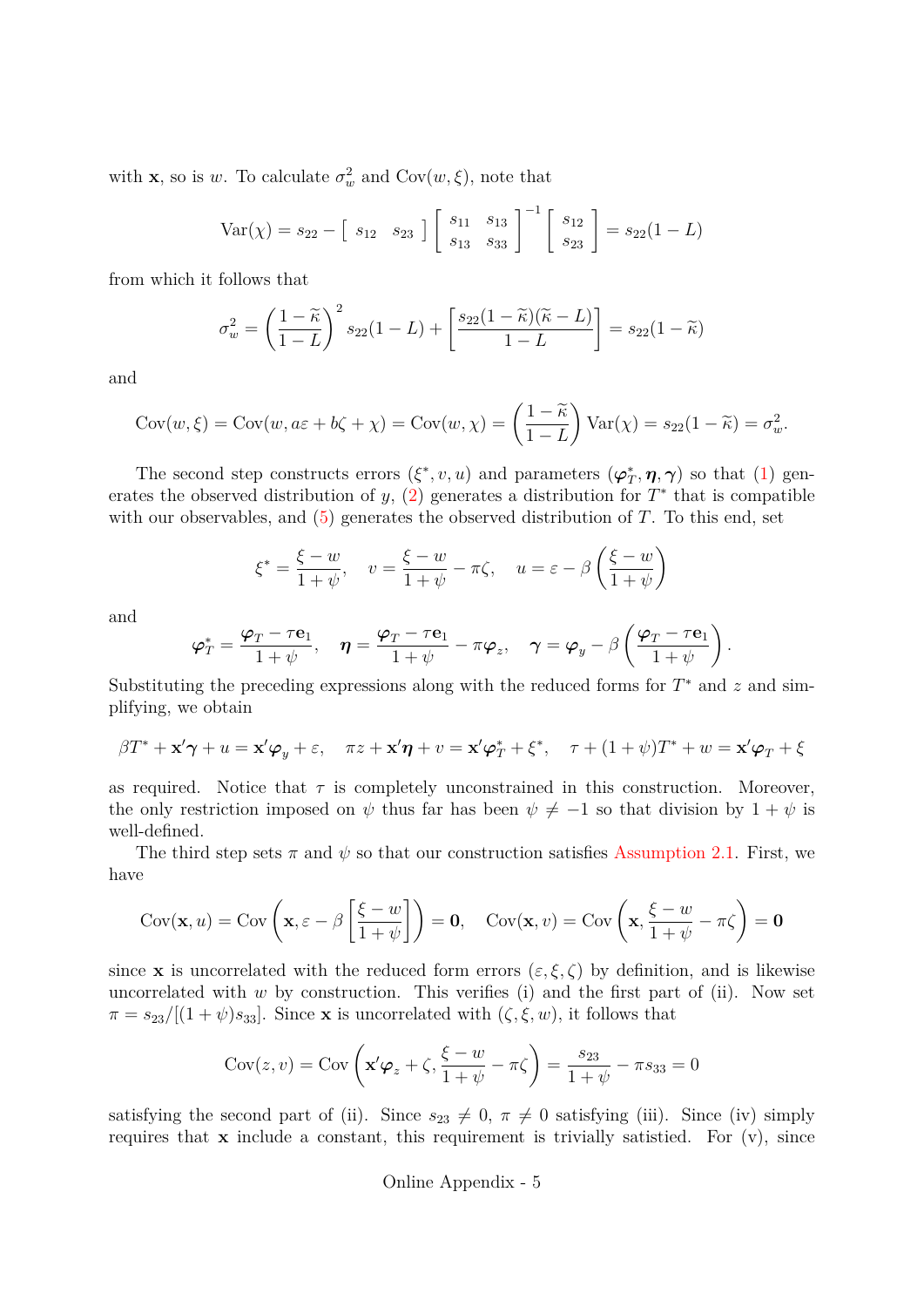with $\mathbf{x}$, so is $w$. To calculate $\sigma_w^2$ and $\text{Cov}(w, \xi)$, note that

$$\text{Var}(\chi) = s_{22} - \begin{bmatrix} s_{12} & s_{23} \end{bmatrix} \begin{bmatrix} s_{11} & s_{13} \\ s_{13} & s_{33} \end{bmatrix}^{-1} \begin{bmatrix} s_{12} \\ s_{23} \end{bmatrix} = s_{22}(1 - L)$$

from which it follows that

$$\sigma_w^2 = \left(\frac{1 - \widetilde{\kappa}}{1 - L}\right)^2 s_{22}(1 - L) + \left[\frac{s_{22}(1 - \widetilde{\kappa})(\widetilde{\kappa} - L)}{1 - L}\right] = s_{22}(1 - \widetilde{\kappa})$$

and

$$\text{Cov}(w, \xi) = \text{Cov}(w, a\varepsilon + b\zeta + \chi) = \text{Cov}(w, \chi) = \left(\frac{1 - \widetilde{\kappa}}{1 - L}\right) \text{Var}(\chi) = s_{22}(1 - \widetilde{\kappa}) = \sigma_w^2.$$

The second step constructs errors $(\xi^*, v, u)$ and parameters $(\boldsymbol{\varphi}_T^*, \boldsymbol{\eta}, \boldsymbol{\gamma})$ so that (1) generates the observed distribution of $y$, (2) generates a distribution for $T^*$ that is compatible with our observables, and (5) generates the observed distribution of $T$. To this end, set

$$\xi^* = \frac{\xi - w}{1 + \psi}, \quad v = \frac{\xi - w}{1 + \psi} - \pi\zeta, \quad u = \varepsilon - \beta\left(\frac{\xi - w}{1 + \psi}\right)$$

and

$$\boldsymbol{\varphi}_T^* = \frac{\boldsymbol{\varphi}_T - \tau\mathbf{e}_1}{1 + \psi}, \quad \boldsymbol{\eta} = \frac{\boldsymbol{\varphi}_T - \tau\mathbf{e}_1}{1 + \psi} - \pi\boldsymbol{\varphi}_z, \quad \boldsymbol{\gamma} = \boldsymbol{\varphi}_y - \beta\left(\frac{\boldsymbol{\varphi}_T - \tau\mathbf{e}_1}{1 + \psi}\right).$$

Substituting the preceding expressions along with the reduced forms for $T^*$ and $z$ and simplifying, we obtain

$$\beta T^* + \mathbf{x}'\boldsymbol{\gamma} + u = \mathbf{x}'\boldsymbol{\varphi}_y + \varepsilon, \quad \pi z + \mathbf{x}'\boldsymbol{\eta} + v = \mathbf{x}'\boldsymbol{\varphi}_T^* + \xi^*, \quad \tau + (1 + \psi)T^* + w = \mathbf{x}'\boldsymbol{\varphi}_T + \xi$$

as required. Notice that $\tau$ is completely unconstrained in this construction. Moreover, the only restriction imposed on $\psi$ thus far has been $\psi \neq -1$ so that division by $1 + \psi$ is well-defined.

The third step sets $\pi$ and $\psi$ so that our construction satisfies Assumption 2.1. First, we have

$$\text{Cov}(\mathbf{x}, u) = \text{Cov}\left(\mathbf{x}, \varepsilon - \beta\left[\frac{\xi - w}{1 + \psi}\right]\right) = \mathbf{0}, \quad \text{Cov}(\mathbf{x}, v) = \text{Cov}\left(\mathbf{x}, \frac{\xi - w}{1 + \psi} - \pi\zeta\right) = \mathbf{0}$$

since $\mathbf{x}$ is uncorrelated with the reduced form errors $(\varepsilon, \xi, \zeta)$ by definition, and is likewise uncorrelated with $w$ by construction. This verifies (i) and the first part of (ii). Now set $\pi = s_{23}/[(1 + \psi)s_{33}]$. Since $\mathbf{x}$ is uncorrelated with $(\zeta, \xi, w)$, it follows that

$$\text{Cov}(z, v) = \text{Cov}\left(\mathbf{x}'\boldsymbol{\varphi}_z + \zeta, \frac{\xi - w}{1 + \psi} - \pi\zeta\right) = \frac{s_{23}}{1 + \psi} - \pi s_{33} = 0$$

satisfying the second part of (ii). Since $s_{23} \neq 0$, $\pi \neq 0$ satisfying (iii). Since (iv) simply requires that $\mathbf{x}$ include a constant, this requirement is trivially satistied. For (v), since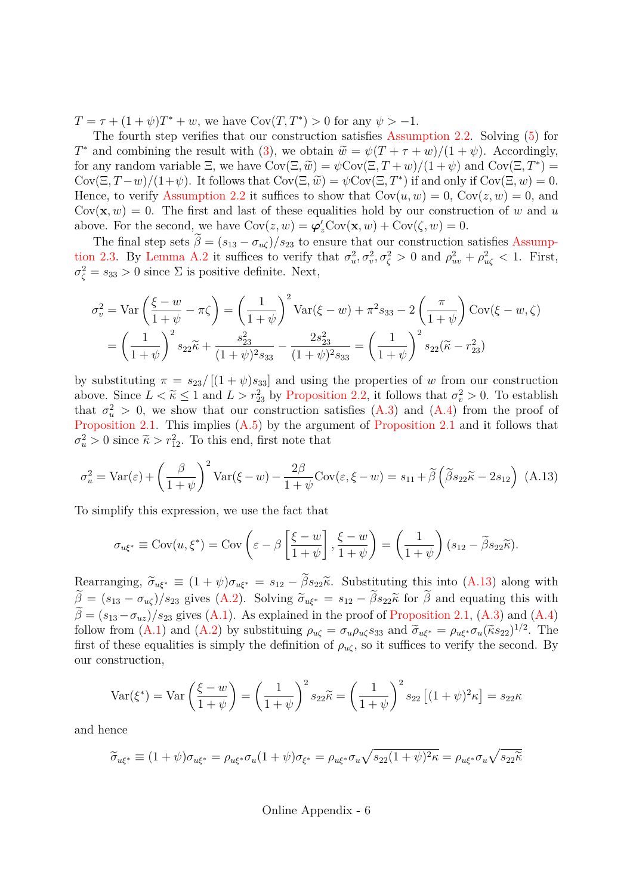$T = \tau + (1+\psi)T^* + w$, we have $\text{Cov}(T, T^*) > 0$ for any $\psi > -1$.

The fourth step verifies that our construction satisfies Assumption 2.2. Solving (5) for $T^*$ and combining the result with (3), we obtain $\widetilde{w} = \psi(T + \tau + w)/(1+\psi)$. Accordingly, for any random variable $\Xi$, we have $\text{Cov}(\Xi, \widetilde{w}) = \psi\text{Cov}(\Xi, T+w)/(1+\psi)$ and $\text{Cov}(\Xi, T^*) = \text{Cov}(\Xi, T-w)/(1+\psi)$. It follows that $\text{Cov}(\Xi, \widetilde{w}) = \psi\text{Cov}(\Xi, T^*)$ if and only if $\text{Cov}(\Xi, w) = 0$. Hence, to verify Assumption 2.2 it suffices to show that $\text{Cov}(u, w) = 0$, $\text{Cov}(z, w) = 0$, and $\text{Cov}(\mathbf{x}, w) = 0$. The first and last of these equalities hold by our construction of $w$ and $u$ above. For the second, we have $\text{Cov}(z, w) = \boldsymbol{\varphi}_z'\text{Cov}(\mathbf{x}, w) + \text{Cov}(\zeta, w) = 0$.

The final step sets $\widetilde{\beta} = (s_{13} - \sigma_{u\zeta})/s_{23}$ to ensure that our construction satisfies Assumption 2.3. By Lemma A.2 it suffices to verify that $\sigma_u^2, \sigma_v^2, \sigma_\zeta^2 > 0$ and $\rho_{uv}^2 + \rho_{u\zeta}^2 < 1$. First, $\sigma_\zeta^2 = s_{33} > 0$ since $\Sigma$ is positive definite. Next,

$$
\begin{aligned}
\sigma_v^2 &= \text{Var}\left(\frac{\xi - w}{1+\psi} - \pi\zeta\right) = \left(\frac{1}{1+\psi}\right)^2 \text{Var}(\xi - w) + \pi^2 s_{33} - 2\left(\frac{\pi}{1+\psi}\right)\text{Cov}(\xi - w, \zeta) \\
&= \left(\frac{1}{1+\psi}\right)^2 s_{22}\widetilde{\kappa} + \frac{s_{23}^2}{(1+\psi)^2 s_{33}} - \frac{2s_{23}^2}{(1+\psi)^2 s_{33}} = \left(\frac{1}{1+\psi}\right)^2 s_{22}(\widetilde{\kappa} - r_{23}^2)
\end{aligned}
$$

by substituting $\pi = s_{23}/[(1+\psi)s_{33}]$ and using the properties of $w$ from our construction above. Since $L < \widetilde{\kappa} \leq 1$ and $L > r_{23}^2$ by Proposition 2.2, it follows that $\sigma_v^2 > 0$. To establish that $\sigma_u^2 > 0$, we show that our construction satisfies (A.3) and (A.4) from the proof of Proposition 2.1. This implies (A.5) by the argument of Proposition 2.1 and it follows that $\sigma_u^2 > 0$ since $\widetilde{\kappa} > r_{12}^2$. To this end, first note that

$$
\sigma_u^2 = \text{Var}(\varepsilon) + \left(\frac{\beta}{1+\psi}\right)^2 \text{Var}(\xi - w) - \frac{2\beta}{1+\psi}\text{Cov}(\varepsilon, \xi - w) = s_{11} + \widetilde{\beta}\left(\widetilde{\beta}s_{22}\widetilde{\kappa} - 2s_{12}\right) \quad \text{(A.13)}
$$

To simplify this expression, we use the fact that

$$
\sigma_{u\xi^*} \equiv \text{Cov}(u, \xi^*) = \text{Cov}\left(\varepsilon - \beta\left[\frac{\xi - w}{1+\psi}\right], \frac{\xi - w}{1+\psi}\right) = \left(\frac{1}{1+\psi}\right)(s_{12} - \widetilde{\beta}s_{22}\widetilde{\kappa}).
$$

Rearranging, $\widetilde{\sigma}_{u\xi^*} \equiv (1+\psi)\sigma_{u\xi^*} = s_{12} - \widetilde{\beta}s_{22}\widetilde{\kappa}$. Substituting this into (A.13) along with $\widetilde{\beta} = (s_{13} - \sigma_{u\zeta})/s_{23}$ gives (A.2). Solving $\widetilde{\sigma}_{u\xi^*} = s_{12} - \widetilde{\beta}s_{22}\widetilde{\kappa}$ for $\widetilde{\beta}$ and equating this with $\widetilde{\beta} = (s_{13} - \sigma_{uz})/s_{23}$ gives (A.1). As explained in the proof of Proposition 2.1, (A.3) and (A.4) follow from (A.1) and (A.2) by substituting $\rho_{u\zeta} = \sigma_u\rho_{u\zeta}s_{33}$ and $\widetilde{\sigma}_{u\xi^*} = \rho_{u\xi^*}\sigma_u(\widetilde{\kappa}s_{22})^{1/2}$. The first of these equalities is simply the definition of $\rho_{u\zeta}$, so it suffices to verify the second. By our construction,

$$
\text{Var}(\xi^*) = \text{Var}\left(\frac{\xi - w}{1+\psi}\right) = \left(\frac{1}{1+\psi}\right)^2 s_{22}\widetilde{\kappa} = \left(\frac{1}{1+\psi}\right)^2 s_{22}\left[(1+\psi)^2\kappa\right] = s_{22}\kappa
$$

and hence

$$
\widetilde{\sigma}_{u\xi^*} \equiv (1+\psi)\sigma_{u\xi^*} = \rho_{u\xi^*}\sigma_u(1+\psi)\sigma_{\xi^*} = \rho_{u\xi^*}\sigma_u\sqrt{s_{22}(1+\psi)^2\kappa} = \rho_{u\xi^*}\sigma_u\sqrt{s_{22}\widetilde{\kappa}}
$$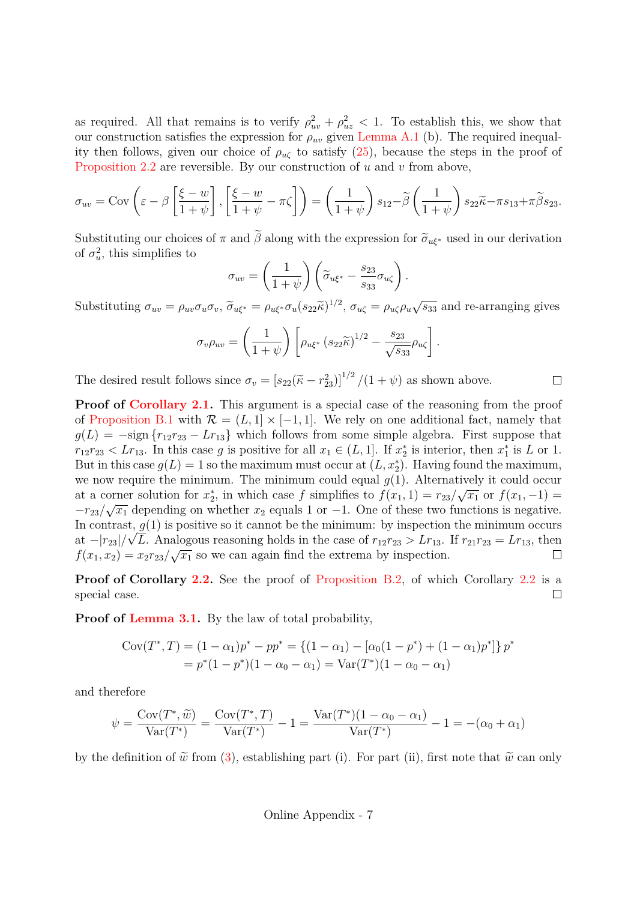as required. All that remains is to verify $\rho_{uv}^2 + \rho_{uz}^2 < 1$. To establish this, we show that our construction satisfies the expression for $\rho_{uv}$ given Lemma A.1 (b). The required inequality then follows, given our choice of $\rho_{u\zeta}$ to satisfy (25), because the steps in the proof of Proposition 2.2 are reversible. By our construction of $u$ and $v$ from above,

$$\sigma_{uv} = \text{Cov}\left(\varepsilon - \beta\left[\frac{\xi - w}{1+\psi}\right], \left[\frac{\xi - w}{1+\psi} - \pi\zeta\right]\right) = \left(\frac{1}{1+\psi}\right)s_{12} - \widetilde{\beta}\left(\frac{1}{1+\psi}\right)s_{22}\widetilde{\kappa} - \pi s_{13} + \pi\widetilde{\beta}s_{23}.$$

Substituting our choices of $\pi$ and $\widetilde{\beta}$ along with the expression for $\widetilde{\sigma}_{u\xi^*}$ used in our derivation of $\sigma_u^2$, this simplifies to

$$\sigma_{uv} = \left(\frac{1}{1+\psi}\right)\left(\widetilde{\sigma}_{u\xi^*} - \frac{s_{23}}{s_{33}}\sigma_{u\zeta}\right).$$

Substituting $\sigma_{uv} = \rho_{uv}\sigma_u\sigma_v$, $\widetilde{\sigma}_{u\xi^*} = \rho_{u\xi^*}\sigma_u(s_{22}\widetilde{\kappa})^{1/2}$, $\sigma_{u\zeta} = \rho_{u\zeta}\rho_u\sqrt{s_{33}}$ and re-arranging gives

$$\sigma_v\rho_{uv} = \left(\frac{1}{1+\psi}\right)\left[\rho_{u\xi^*}\left(s_{22}\widetilde{\kappa}\right)^{1/2} - \frac{s_{23}}{\sqrt{s_{33}}}\rho_{u\zeta}\right].$$

The desired result follows since $\sigma_v = \left[s_{22}(\widetilde{\kappa} - r_{23}^2)\right]^{1/2}/(1+\psi)$ as shown above. □

**Proof of Corollary 2.1.** This argument is a special case of the reasoning from the proof of Proposition B.1 with $\mathcal{R} = (L, 1] \times [-1, 1]$. We rely on one additional fact, namely that $g(L) = -\text{sign}\{r_{12}r_{23} - Lr_{13}\}$ which follows from some simple algebra. First suppose that $r_{12}r_{23} < Lr_{13}$. In this case $g$ is positive for all $x_1 \in (L, 1]$. If $x_2^*$ is interior, then $x_1^*$ is $L$ or 1. But in this case $g(L) = 1$ so the maximum must occur at $(L, x_2^*)$. Having found the maximum, we now require the minimum. The minimum could equal $g(1)$. Alternatively it could occur at a corner solution for $x_2^*$, in which case $f$ simplifies to $f(x_1, 1) = r_{23}/\sqrt{x_1}$ or $f(x_1, -1) = -r_{23}/\sqrt{x_1}$ depending on whether $x_2$ equals 1 or $-1$. One of these two functions is negative. In contrast, $g(1)$ is positive so it cannot be the minimum: by inspection the minimum occurs at $-|r_{23}|/\sqrt{L}$. Analogous reasoning holds in the case of $r_{12}r_{23} > Lr_{13}$. If $r_{21}r_{23} = Lr_{13}$, then $f(x_1, x_2) = x_2 r_{23}/\sqrt{x_1}$ so we can again find the extrema by inspection. □

**Proof of Corollary 2.2.** See the proof of Proposition B.2, of which Corollary 2.2 is a special case. □

**Proof of Lemma 3.1.** By the law of total probability,

$$\begin{aligned}
\text{Cov}(T^*, T) &= (1-\alpha_1)p^* - pp^* = \{(1-\alpha_1) - [\alpha_0(1-p^*) + (1-\alpha_1)p^*]\}\,p^* \\
&= p^*(1-p^*)(1-\alpha_0-\alpha_1) = \text{Var}(T^*)(1-\alpha_0-\alpha_1)
\end{aligned}$$

and therefore

$$\psi = \frac{\text{Cov}(T^*, \widetilde{w})}{\text{Var}(T^*)} = \frac{\text{Cov}(T^*, T)}{\text{Var}(T^*)} - 1 = \frac{\text{Var}(T^*)(1-\alpha_0-\alpha_1)}{\text{Var}(T^*)} - 1 = -(\alpha_0 + \alpha_1)$$

by the definition of $\widetilde{w}$ from (3), establishing part (i). For part (ii), first note that $\widetilde{w}$ can only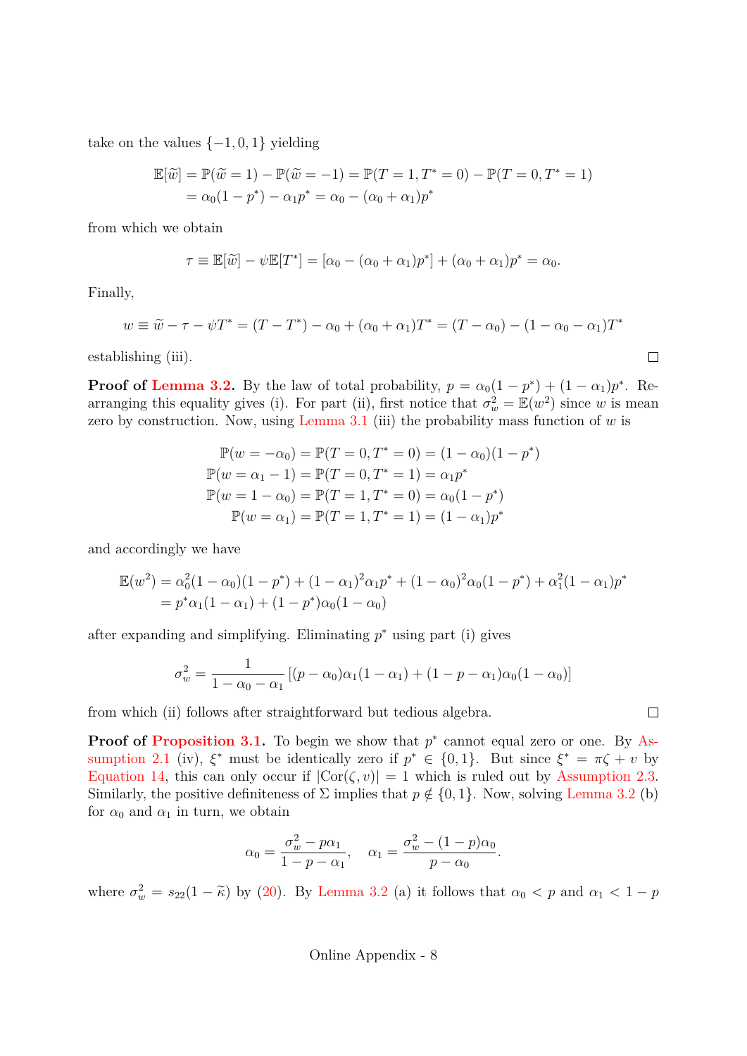take on the values $\{-1, 0, 1\}$ yielding

$$
\begin{aligned}
\mathbb{E}[\widetilde{w}] &= \mathbb{P}(\widetilde{w} = 1) - \mathbb{P}(\widetilde{w} = -1) = \mathbb{P}(T = 1, T^* = 0) - \mathbb{P}(T = 0, T^* = 1) \\
&= \alpha_0(1 - p^*) - \alpha_1 p^* = \alpha_0 - (\alpha_0 + \alpha_1)p^*
\end{aligned}
$$

from which we obtain

$$
\tau \equiv \mathbb{E}[\widetilde{w}] - \psi \mathbb{E}[T^*] = [\alpha_0 - (\alpha_0 + \alpha_1)p^*] + (\alpha_0 + \alpha_1)p^* = \alpha_0.
$$

Finally,

$$
w \equiv \widetilde{w} - \tau - \psi T^* = (T - T^*) - \alpha_0 + (\alpha_0 + \alpha_1)T^* = (T - \alpha_0) - (1 - \alpha_0 - \alpha_1)T^*
$$

establishing (iii). □

**Proof of Lemma 3.2.** By the law of total probability, $p = \alpha_0(1 - p^*) + (1 - \alpha_1)p^*$. Rearranging this equality gives (i). For part (ii), first notice that $\sigma_w^2 = \mathbb{E}(w^2)$ since $w$ is mean zero by construction. Now, using Lemma 3.1 (iii) the probability mass function of $w$ is

$$
\begin{aligned}
\mathbb{P}(w = -\alpha_0) &= \mathbb{P}(T = 0, T^* = 0) = (1 - \alpha_0)(1 - p^*) \\
\mathbb{P}(w = \alpha_1 - 1) &= \mathbb{P}(T = 0, T^* = 1) = \alpha_1 p^* \\
\mathbb{P}(w = 1 - \alpha_0) &= \mathbb{P}(T = 1, T^* = 0) = \alpha_0(1 - p^*) \\
\mathbb{P}(w = \alpha_1) &= \mathbb{P}(T = 1, T^* = 1) = (1 - \alpha_1)p^*
\end{aligned}
$$

and accordingly we have

$$
\begin{aligned}
\mathbb{E}(w^2) &= \alpha_0^2(1 - \alpha_0)(1 - p^*) + (1 - \alpha_1)^2\alpha_1 p^* + (1 - \alpha_0)^2\alpha_0(1 - p^*) + \alpha_1^2(1 - \alpha_1)p^* \\
&= p^*\alpha_1(1 - \alpha_1) + (1 - p^*)\alpha_0(1 - \alpha_0)
\end{aligned}
$$

after expanding and simplifying. Eliminating $p^*$ using part (i) gives

$$
\sigma_w^2 = \frac{1}{1 - \alpha_0 - \alpha_1}\left[(p - \alpha_0)\alpha_1(1 - \alpha_1) + (1 - p - \alpha_1)\alpha_0(1 - \alpha_0)\right]
$$

from which (ii) follows after straightforward but tedious algebra. □

**Proof of Proposition 3.1.** To begin we show that $p^*$ cannot equal zero or one. By Assumption 2.1 (iv), $\xi^*$ must be identically zero if $p^* \in \{0, 1\}$. But since $\xi^* = \pi\zeta + v$ by Equation 14, this can only occur if $|\text{Cor}(\zeta, v)| = 1$ which is ruled out by Assumption 2.3. Similarly, the positive definiteness of $\Sigma$ implies that $p \notin \{0, 1\}$. Now, solving Lemma 3.2 (b) for $\alpha_0$ and $\alpha_1$ in turn, we obtain

$$
\alpha_0 = \frac{\sigma_w^2 - p\alpha_1}{1 - p - \alpha_1}, \quad \alpha_1 = \frac{\sigma_w^2 - (1 - p)\alpha_0}{p - \alpha_0}.
$$

where $\sigma_w^2 = s_{22}(1 - \widetilde{\kappa})$ by (20). By Lemma 3.2 (a) it follows that $\alpha_0 < p$ and $\alpha_1 < 1 - p$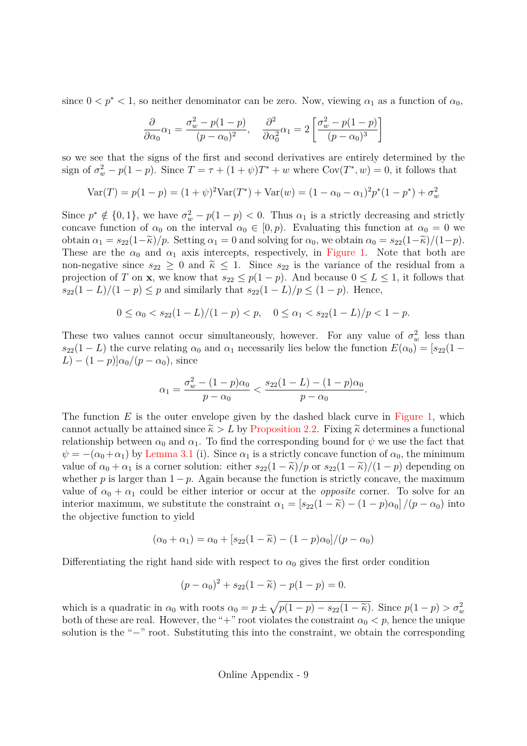since $0 < p^* < 1$, so neither denominator can be zero. Now, viewing $\alpha_1$ as a function of $\alpha_0$,

$$\frac{\partial}{\partial \alpha_0}\alpha_1 = \frac{\sigma_w^2 - p(1-p)}{(p-\alpha_0)^2}, \quad \frac{\partial^2}{\partial \alpha_0^2}\alpha_1 = 2\left[\frac{\sigma_w^2 - p(1-p)}{(p-\alpha_0)^3}\right]$$

so we see that the signs of the first and second derivatives are entirely determined by the sign of $\sigma_w^2 - p(1-p)$. Since $T = \tau + (1+\psi)T^* + w$ where $\text{Cov}(T^*, w) = 0$, it follows that

$$\text{Var}(T) = p(1-p) = (1+\psi)^2\text{Var}(T^*) + \text{Var}(w) = (1-\alpha_0-\alpha_1)^2 p^*(1-p^*) + \sigma_w^2$$

Since $p^* \notin \{0,1\}$, we have $\sigma_w^2 - p(1-p) < 0$. Thus $\alpha_1$ is a strictly decreasing and strictly concave function of $\alpha_0$ on the interval $\alpha_0 \in [0, p)$. Evaluating this function at $\alpha_0 = 0$ we obtain $\alpha_1 = s_{22}(1-\widetilde{\kappa})/p$. Setting $\alpha_1 = 0$ and solving for $\alpha_0$, we obtain $\alpha_0 = s_{22}(1-\widetilde{\kappa})/(1-p)$. These are the $\alpha_0$ and $\alpha_1$ axis intercepts, respectively, in Figure 1. Note that both are non-negative since $s_{22} \geq 0$ and $\widetilde{\kappa} \leq 1$. Since $s_{22}$ is the variance of the residual from a projection of $T$ on $\mathbf{x}$, we know that $s_{22} \leq p(1-p)$. And because $0 \leq L \leq 1$, it follows that $s_{22}(1-L)/(1-p) \leq p$ and similarly that $s_{22}(1-L)/p \leq (1-p)$. Hence,

$$0 \leq \alpha_0 < s_{22}(1-L)/(1-p) < p, \quad 0 \leq \alpha_1 < s_{22}(1-L)/p < 1-p.$$

These two values cannot occur simultaneously, however. For any value of $\sigma_w^2$ less than $s_{22}(1-L)$ the curve relating $\alpha_0$ and $\alpha_1$ necessarily lies below the function $E(\alpha_0) = [s_{22}(1-L) - (1-p)]\alpha_0/(p-\alpha_0)$, since

$$\alpha_1 = \frac{\sigma_w^2 - (1-p)\alpha_0}{p-\alpha_0} < \frac{s_{22}(1-L) - (1-p)\alpha_0}{p-\alpha_0}.$$

The function $E$ is the outer envelope given by the dashed black curve in Figure 1, which cannot actually be attained since $\widetilde{\kappa} > L$ by Proposition 2.2. Fixing $\widetilde{\kappa}$ determines a functional relationship between $\alpha_0$ and $\alpha_1$. To find the corresponding bound for $\psi$ we use the fact that $\psi = -(\alpha_0+\alpha_1)$ by Lemma 3.1 (i). Since $\alpha_1$ is a strictly concave function of $\alpha_0$, the minimum value of $\alpha_0 + \alpha_1$ is a corner solution: either $s_{22}(1-\widetilde{\kappa})/p$ or $s_{22}(1-\widetilde{\kappa})/(1-p)$ depending on whether $p$ is larger than $1-p$. Again because the function is strictly concave, the maximum value of $\alpha_0 + \alpha_1$ could be either interior or occur at the *opposite* corner. To solve for an interior maximum, we substitute the constraint $\alpha_1 = [s_{22}(1-\widetilde{\kappa}) - (1-p)\alpha_0]/(p-\alpha_0)$ into the objective function to yield

$$(\alpha_0 + \alpha_1) = \alpha_0 + [s_{22}(1-\widetilde{\kappa}) - (1-p)\alpha_0]/(p-\alpha_0)$$

Differentiating the right hand side with respect to $\alpha_0$ gives the first order condition

$$(p-\alpha_0)^2 + s_{22}(1-\widetilde{\kappa}) - p(1-p) = 0.$$

which is a quadratic in $\alpha_0$ with roots $\alpha_0 = p \pm \sqrt{p(1-p) - s_{22}(1-\widetilde{\kappa})}$. Since $p(1-p) > \sigma_w^2$ both of these are real. However, the "+" root violates the constraint $\alpha_0 < p$, hence the unique solution is the "−" root. Substituting this into the constraint, we obtain the corresponding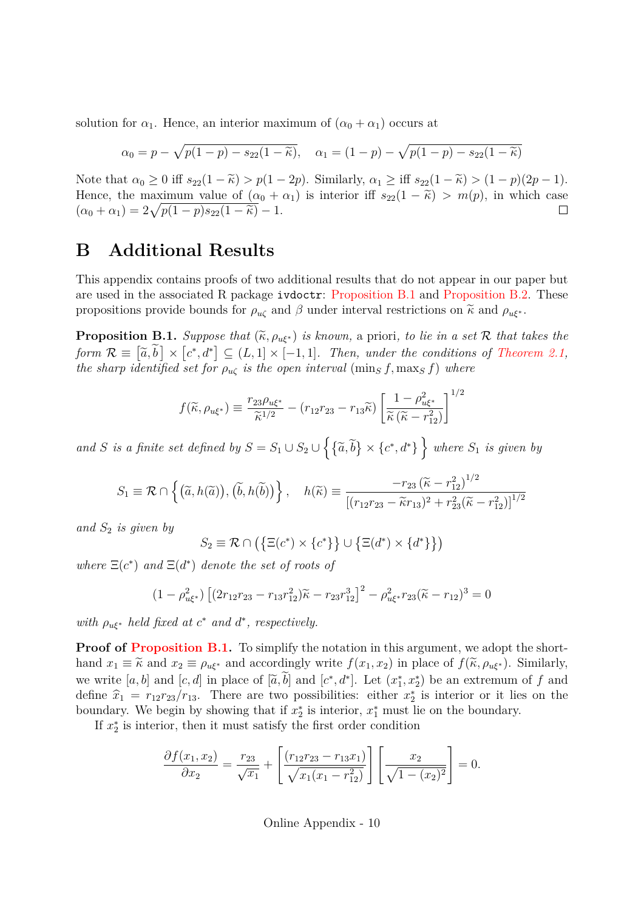solution for $\alpha_1$. Hence, an interior maximum of $(\alpha_0 + \alpha_1)$ occurs at

$$\alpha_0 = p - \sqrt{p(1-p) - s_{22}(1-\widetilde{\kappa})}, \quad \alpha_1 = (1-p) - \sqrt{p(1-p) - s_{22}(1-\widetilde{\kappa})}$$

Note that $\alpha_0 \geq 0$ iff $s_{22}(1-\widetilde{\kappa}) > p(1-2p)$. Similarly, $\alpha_1 \geq$ iff $s_{22}(1-\widetilde{\kappa}) > (1-p)(2p-1)$. Hence, the maximum value of $(\alpha_0 + \alpha_1)$ is interior iff $s_{22}(1-\widetilde{\kappa}) > m(p)$, in which case $(\alpha_0 + \alpha_1) = 2\sqrt{p(1-p)s_{22}(1-\widetilde{\kappa})} - 1$. □

# B Additional Results

This appendix contains proofs of two additional results that do not appear in our paper but are used in the associated R package `ivdoctr`: Proposition B.1 and Proposition B.2. These propositions provide bounds for $\rho_{u\zeta}$ and $\beta$ under interval restrictions on $\widetilde{\kappa}$ and $\rho_{u\xi^*}$.

**Proposition B.1.** *Suppose that $(\widetilde{\kappa}, \rho_{u\xi^*})$ is known,* a priori*, to lie in a set $\mathcal{R}$ that takes the form $\mathcal{R} \equiv \left[\widetilde{a}, \widetilde{b}\right] \times \left[c^*, d^*\right] \subseteq (L, 1] \times [-1, 1]$. Then, under the conditions of Theorem 2.1, the sharp identified set for $\rho_{u\zeta}$ is the open interval $(\min_S f, \max_S f)$ where*

$$f(\widetilde{\kappa}, \rho_{u\xi^*}) \equiv \frac{r_{23}\rho_{u\xi^*}}{\widetilde{\kappa}^{1/2}} - (r_{12}r_{23} - r_{13}\widetilde{\kappa}) \left[\frac{1-\rho_{u\xi^*}^2}{\widetilde{\kappa}\,(\widetilde{\kappa} - r_{12}^2)}\right]^{1/2}$$

*and $S$ is a finite set defined by $S = S_1 \cup S_2 \cup \left\{\left\{\widetilde{a}, \widetilde{b}\right\} \times \{c^*, d^*\}\right\}$ where $S_1$ is given by*

$$S_1 \equiv \mathcal{R} \cap \left\{\left(\widetilde{a}, h(\widetilde{a})\right), \left(\widetilde{b}, h(\widetilde{b})\right)\right\}, \quad h(\widetilde{\kappa}) \equiv \frac{-r_{23}\left(\widetilde{\kappa} - r_{12}^2\right)^{1/2}}{\left[(r_{12}r_{23} - \widetilde{\kappa}r_{13})^2 + r_{23}^2(\widetilde{\kappa} - r_{12}^2)\right]^{1/2}}$$

*and $S_2$ is given by*

$$S_2 \equiv \mathcal{R} \cap \left(\left\{\Xi(c^*) \times \{c^*\}\right\} \cup \left\{\Xi(d^*) \times \{d^*\}\right\}\right)$$

*where $\Xi(c^*)$ and $\Xi(d^*)$ denote the set of roots of*

$$(1-\rho_{u\xi^*}^2)\left[(2r_{12}r_{23} - r_{13}r_{12}^2)\widetilde{\kappa} - r_{23}r_{12}^3\right]^2 - \rho_{u\xi^*}^2 r_{23}(\widetilde{\kappa} - r_{12})^3 = 0$$

*with $\rho_{u\xi^*}$ held fixed at $c^*$ and $d^*$, respectively.*

**Proof of Proposition B.1.** To simplify the notation in this argument, we adopt the shorthand $x_1 \equiv \widetilde{\kappa}$ and $x_2 \equiv \rho_{u\xi^*}$ and accordingly write $f(x_1, x_2)$ in place of $f(\widetilde{\kappa}, \rho_{u\xi^*})$. Similarly, we write $[a, b]$ and $[c, d]$ in place of $[\widetilde{a}, \widetilde{b}]$ and $[c^*, d^*]$. Let $(x_1^*, x_2^*)$ be an extremum of $f$ and define $\widehat{x}_1 = r_{12}r_{23}/r_{13}$. There are two possibilities: either $x_2^*$ is interior or it lies on the boundary. We begin by showing that if $x_2^*$ is interior, $x_1^*$ must lie on the boundary.

If $x_2^*$ is interior, then it must satisfy the first order condition

$$\frac{\partial f(x_1, x_2)}{\partial x_2} = \frac{r_{23}}{\sqrt{x_1}} + \left[\frac{(r_{12}r_{23} - r_{13}x_1)}{\sqrt{x_1(x_1 - r_{12}^2)}}\right]\left[\frac{x_2}{\sqrt{1-(x_2)^2}}\right] = 0.$$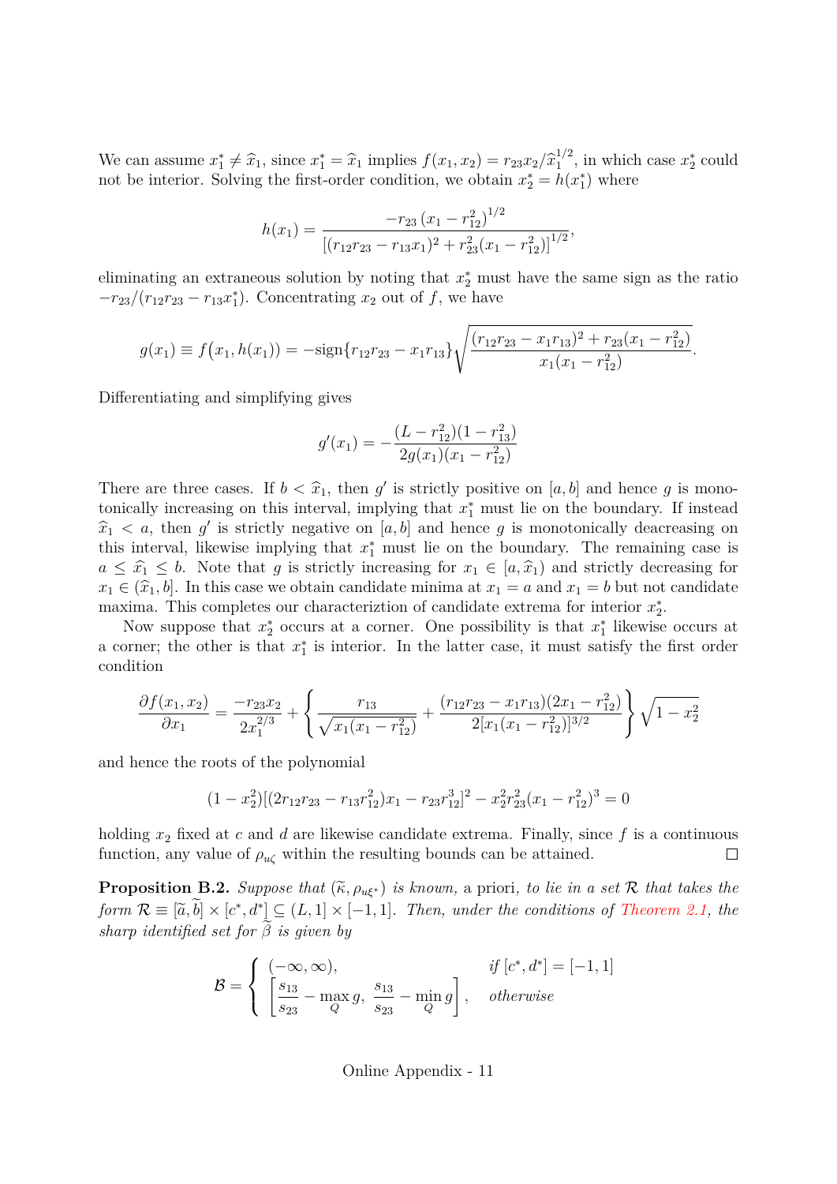We can assume $x_1^* \neq \widehat{x}_1$, since $x_1^* = \widehat{x}_1$ implies $f(x_1, x_2) = r_{23}x_2/\widehat{x}_1^{1/2}$, in which case $x_2^*$ could not be interior. Solving the first-order condition, we obtain $x_2^* = h(x_1^*)$ where

$$h(x_1) = \frac{-r_{23}\left(x_1 - r_{12}^2\right)^{1/2}}{\left[(r_{12}r_{23} - r_{13}x_1)^2 + r_{23}^2(x_1 - r_{12}^2)\right]^{1/2}},$$

eliminating an extraneous solution by noting that $x_2^*$ must have the same sign as the ratio $-r_{23}/(r_{12}r_{23} - r_{13}x_1^*)$. Concentrating $x_2$ out of $f$, we have

$$g(x_1) \equiv f\big(x_1, h(x_1)\big) = -\text{sign}\{r_{12}r_{23} - x_1 r_{13}\}\sqrt{\frac{(r_{12}r_{23} - x_1 r_{13})^2 + r_{23}(x_1 - r_{12}^2)}{x_1(x_1 - r_{12}^2)}}.$$

Differentiating and simplifying gives

$$g'(x_1) = -\frac{(L - r_{12}^2)(1 - r_{13}^2)}{2g(x_1)(x_1 - r_{12}^2)}$$

There are three cases. If $b < \widehat{x}_1$, then $g'$ is strictly positive on $[a, b]$ and hence $g$ is monotonically increasing on this interval, implying that $x_1^*$ must lie on the boundary. If instead $\widehat{x}_1 < a$, then $g'$ is strictly negative on $[a, b]$ and hence $g$ is monotonically deacreasing on this interval, likewise implying that $x_1^*$ must lie on the boundary. The remaining case is $a \leq \widehat{x}_1 \leq b$. Note that $g$ is strictly increasing for $x_1 \in [a, \widehat{x}_1)$ and strictly decreasing for $x_1 \in (\widehat{x}_1, b]$. In this case we obtain candidate minima at $x_1 = a$ and $x_1 = b$ but not candidate maxima. This completes our characteriztion of candidate extrema for interior $x_2^*$.

Now suppose that $x_2^*$ occurs at a corner. One possibility is that $x_1^*$ likewise occurs at a corner; the other is that $x_1^*$ is interior. In the latter case, it must satisfy the first order condition

$$\frac{\partial f(x_1, x_2)}{\partial x_1} = \frac{-r_{23}x_2}{2x_1^{2/3}} + \left\{\frac{r_{13}}{\sqrt{x_1(x_1 - r_{12}^2)}} + \frac{(r_{12}r_{23} - x_1 r_{13})(2x_1 - r_{12}^2)}{2[x_1(x_1 - r_{12}^2)]^{3/2}}\right\}\sqrt{1 - x_2^2}$$

and hence the roots of the polynomial

$$(1 - x_2^2)[(2r_{12}r_{23} - r_{13}r_{12}^2)x_1 - r_{23}r_{12}^3]^2 - x_2^2 r_{23}^2(x_1 - r_{12}^2)^3 = 0$$

holding $x_2$ fixed at $c$ and $d$ are likewise candidate extrema. Finally, since $f$ is a continuous function, any value of $\rho_{u\zeta}$ within the resulting bounds can be attained. ∎

**Proposition B.2.** *Suppose that $(\widetilde{\kappa}, \rho_{u\xi^*})$ is known,* a priori, *to lie in a set $\mathcal{R}$ that takes the form $\mathcal{R} \equiv [\widetilde{a}, \widetilde{b}] \times [c^*, d^*] \subseteq (L, 1] \times [-1, 1]$. Then, under the conditions of Theorem 2.1, the sharp identified set for $\widetilde{\beta}$ is given by*

$$\mathcal{B} = \begin{cases} (-\infty, \infty), & \text{if } [c^*, d^*] = [-1, 1] \\ \left[\dfrac{s_{13}}{s_{23}} - \max\limits_{Q} g,\ \dfrac{s_{13}}{s_{23}} - \min\limits_{Q} g\right], & \text{otherwise} \end{cases}$$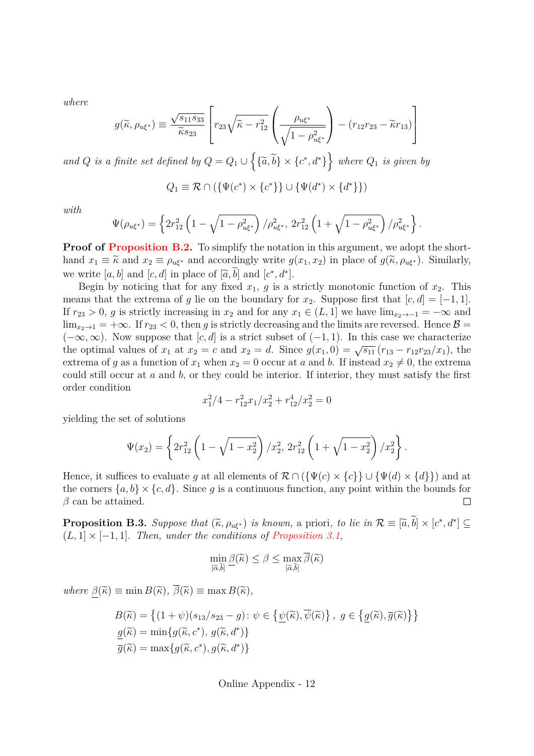*where*

$$g(\widetilde{\kappa}, \rho_{u\xi^*}) \equiv \frac{\sqrt{s_{11}s_{33}}}{\widetilde{\kappa}s_{23}} \left[ r_{23}\sqrt{\widetilde{\kappa} - r_{12}^2} \left( \frac{\rho_{u\xi^*}}{\sqrt{1-\rho_{u\xi^*}^2}} \right) - (r_{12}r_{23} - \widetilde{\kappa}r_{13}) \right]$$

*and $Q$ is a finite set defined by* $Q = Q_1 \cup \left\{ \{\widetilde{a}, \widetilde{b}\} \times \{c^*, d^*\} \right\}$ *where $Q_1$ is given by*

$$Q_1 \equiv \mathcal{R} \cap (\{\Psi(c^*) \times \{c^*\}\} \cup \{\Psi(d^*) \times \{d^*\}\})$$

*with*

$$\Psi(\rho_{u\xi^*}) = \left\{ 2r_{12}^2 \left(1 - \sqrt{1-\rho_{u\xi^*}^2}\right)/\rho_{u\xi^*}^2,\ 2r_{12}^2 \left(1 + \sqrt{1-\rho_{u\xi^*}^2}\right)/\rho_{u\xi^*}^2 \right\}.$$

**Proof of Proposition B.2.** To simplify the notation in this argument, we adopt the shorthand $x_1 \equiv \widetilde{\kappa}$ and $x_2 \equiv \rho_{u\xi^*}$ and accordingly write $g(x_1, x_2)$ in place of $g(\widetilde{\kappa}, \rho_{u\xi^*})$. Similarly, we write $[a, b]$ and $[c, d]$ in place of $[\widetilde{a}, \widetilde{b}]$ and $[c^*, d^*]$.

Begin by noticing that for any fixed $x_1$, $g$ is a strictly monotonic function of $x_2$. This means that the extrema of $g$ lie on the boundary for $x_2$. Suppose first that $[c, d] = [-1, 1]$. If $r_{23} > 0$, $g$ is strictly increasing in $x_2$ and for any $x_1 \in (L, 1]$ we have $\lim_{x_2 \to -1} = -\infty$ and $\lim_{x_2 \to 1} = +\infty$. If $r_{23} < 0$, then $g$ is strictly decreasing and the limits are reversed. Hence $\mathcal{B} = (-\infty, \infty)$. Now suppose that $[c, d]$ is a strict subset of $(-1, 1)$. In this case we characterize the optimal values of $x_1$ at $x_2 = c$ and $x_2 = d$. Since $g(x_1, 0) = \sqrt{s_{11}}\,(r_{13} - r_{12}r_{23}/x_1)$, the extrema of $g$ as a function of $x_1$ when $x_2 = 0$ occur at $a$ and $b$. If instead $x_2 \neq 0$, the extrema could still occur at $a$ and $b$, or they could be interior. If interior, they must satisfy the first order condition

$$x_1^2/4 - r_{12}^2 x_1/x_2^2 + r_{12}^4/x_2^2 = 0$$

yielding the set of solutions

$$\Psi(x_2) = \left\{ 2r_{12}^2 \left(1 - \sqrt{1-x_2^2}\right)/x_2^2,\ 2r_{12}^2 \left(1 + \sqrt{1-x_2^2}\right)/x_2^2 \right\}.$$

Hence, it suffices to evaluate $g$ at all elements of $\mathcal{R} \cap (\{\Psi(c) \times \{c\}\} \cup \{\Psi(d) \times \{d\}\})$ and at the corners $\{a, b\} \times \{c, d\}$. Since $g$ is a continuous function, any point within the bounds for $\beta$ can be attained. □

**Proposition B.3.** *Suppose that $(\widetilde{\kappa}, \rho_{u\xi^*})$ is known,* a priori*, to lie in* $\mathcal{R} \equiv [\widetilde{a}, \widetilde{b}] \times [c^*, d^*] \subseteq (L, 1] \times [-1, 1]$. *Then, under the conditions of Proposition 3.1,*

$$\min_{[\widetilde{a},\widetilde{b}]} \underline{\beta}(\widetilde{\kappa}) \leq \beta \leq \max_{[\widetilde{a},\widetilde{b}]} \overline{\beta}(\widetilde{\kappa})$$

*where* $\underline{\beta}(\widetilde{\kappa}) \equiv \min B(\widetilde{\kappa})$, $\overline{\beta}(\widetilde{\kappa}) \equiv \max B(\widetilde{\kappa})$,

$$\begin{aligned}
B(\widetilde{\kappa}) &= \left\{ (1+\psi)(s_{13}/s_{23} - g) \colon \psi \in \left\{ \underline{\psi}(\widetilde{\kappa}), \overline{\psi}(\widetilde{\kappa}) \right\},\ g \in \left\{ \underline{g}(\widetilde{\kappa}), \overline{g}(\widetilde{\kappa}) \right\} \right\} \\
\underline{g}(\widetilde{\kappa}) &= \min\{g(\widetilde{\kappa}, c^*),\ g(\widetilde{\kappa}, d^*)\} \\
\overline{g}(\widetilde{\kappa}) &= \max\{g(\widetilde{\kappa}, c^*), g(\widetilde{\kappa}, d^*)\}
\end{aligned}$$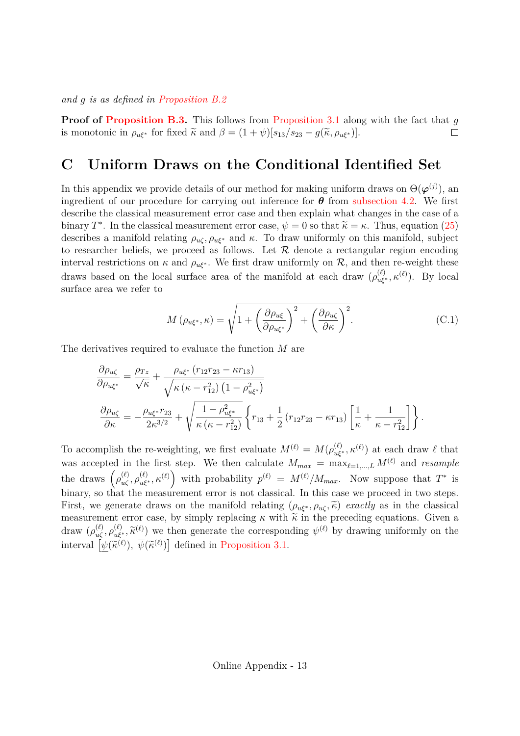*and $g$ is as defined in Proposition B.2*

**Proof of Proposition B.3.** This follows from Proposition 3.1 along with the fact that $g$ is monotonic in $\rho_{u\xi^*}$ for fixed $\widetilde{\kappa}$ and $\beta = (1+\psi)[s_{13}/s_{23} - g(\widetilde{\kappa}, \rho_{u\xi^*})]$. $\square$

# C Uniform Draws on the Conditional Identified Set

In this appendix we provide details of our method for making uniform draws on $\Theta(\boldsymbol{\varphi}^{(j)})$, an ingredient of our procedure for carrying out inference for $\boldsymbol{\theta}$ from subsection 4.2. We first describe the classical measurement error case and then explain what changes in the case of a binary $T^*$. In the classical measurement error case, $\psi = 0$ so that $\widetilde{\kappa} = \kappa$. Thus, equation (25) describes a manifold relating $\rho_{u\zeta}, \rho_{u\xi^*}$ and $\kappa$. To draw uniformly on this manifold, subject to researcher beliefs, we proceed as follows. Let $\mathcal{R}$ denote a rectangular region encoding interval restrictions on $\kappa$ and $\rho_{u\xi^*}$. We first draw uniformly on $\mathcal{R}$, and then re-weight these draws based on the local surface area of the manifold at each draw $(\rho_{u\xi^*}^{(\ell)}, \kappa^{(\ell)})$. By local surface area we refer to

$$M\left(\rho_{u\xi^*}, \kappa\right) = \sqrt{1 + \left(\frac{\partial \rho_{u\xi}}{\partial \rho_{u\xi^*}}\right)^2 + \left(\frac{\partial \rho_{u\zeta}}{\partial \kappa}\right)^2}. \tag{C.1}$$

The derivatives required to evaluate the function $M$ are

$$\frac{\partial \rho_{u\zeta}}{\partial \rho_{u\xi^*}} = \frac{\rho_{Tz}}{\sqrt{\kappa}} + \frac{\rho_{u\xi^*}\left(r_{12}r_{23} - \kappa r_{13}\right)}{\sqrt{\kappa\left(\kappa - r_{12}^2\right)\left(1 - \rho_{u\xi^*}^2\right)}}$$

$$\frac{\partial \rho_{u\zeta}}{\partial \kappa} = -\frac{\rho_{u\xi^*} r_{23}}{2\kappa^{3/2}} + \sqrt{\frac{1 - \rho_{u\xi^*}^2}{\kappa\left(\kappa - r_{12}^2\right)}} \left\{ r_{13} + \frac{1}{2}\left(r_{12}r_{23} - \kappa r_{13}\right)\left[\frac{1}{\kappa} + \frac{1}{\kappa - r_{12}^2}\right]\right\}.$$

To accomplish the re-weighting, we first evaluate $M^{(\ell)} = M(\rho_{u\xi^*}^{(\ell)}, \kappa^{(\ell)})$ at each draw $\ell$ that was accepted in the first step. We then calculate $M_{max} = \max_{\ell=1,\ldots,L} M^{(\ell)}$ and *resample* the draws $\left(\rho_{u\zeta}^{(\ell)}, \rho_{u\xi^*}^{(\ell)}, \kappa^{(\ell)}\right)$ with probability $p^{(\ell)} = M^{(\ell)}/M_{max}$. Now suppose that $T^*$ is binary, so that the measurement error is not classical. In this case we proceed in two steps. First, we generate draws on the manifold relating $(\rho_{u\xi^*}, \rho_{u\zeta}, \widetilde{\kappa})$ *exactly* as in the classical measurement error case, by simply replacing $\kappa$ with $\widetilde{\kappa}$ in the preceding equations. Given a draw $(\rho_{u\zeta}^{(\ell)}, \rho_{u\xi^*}^{(\ell)}, \widetilde{\kappa}^{(\ell)})$ we then generate the corresponding $\psi^{(\ell)}$ by drawing uniformly on the interval $\left[\underline{\psi}(\widetilde{\kappa}^{(\ell)}),\ \overline{\psi}(\widetilde{\kappa}^{(\ell)})\right]$ defined in Proposition 3.1.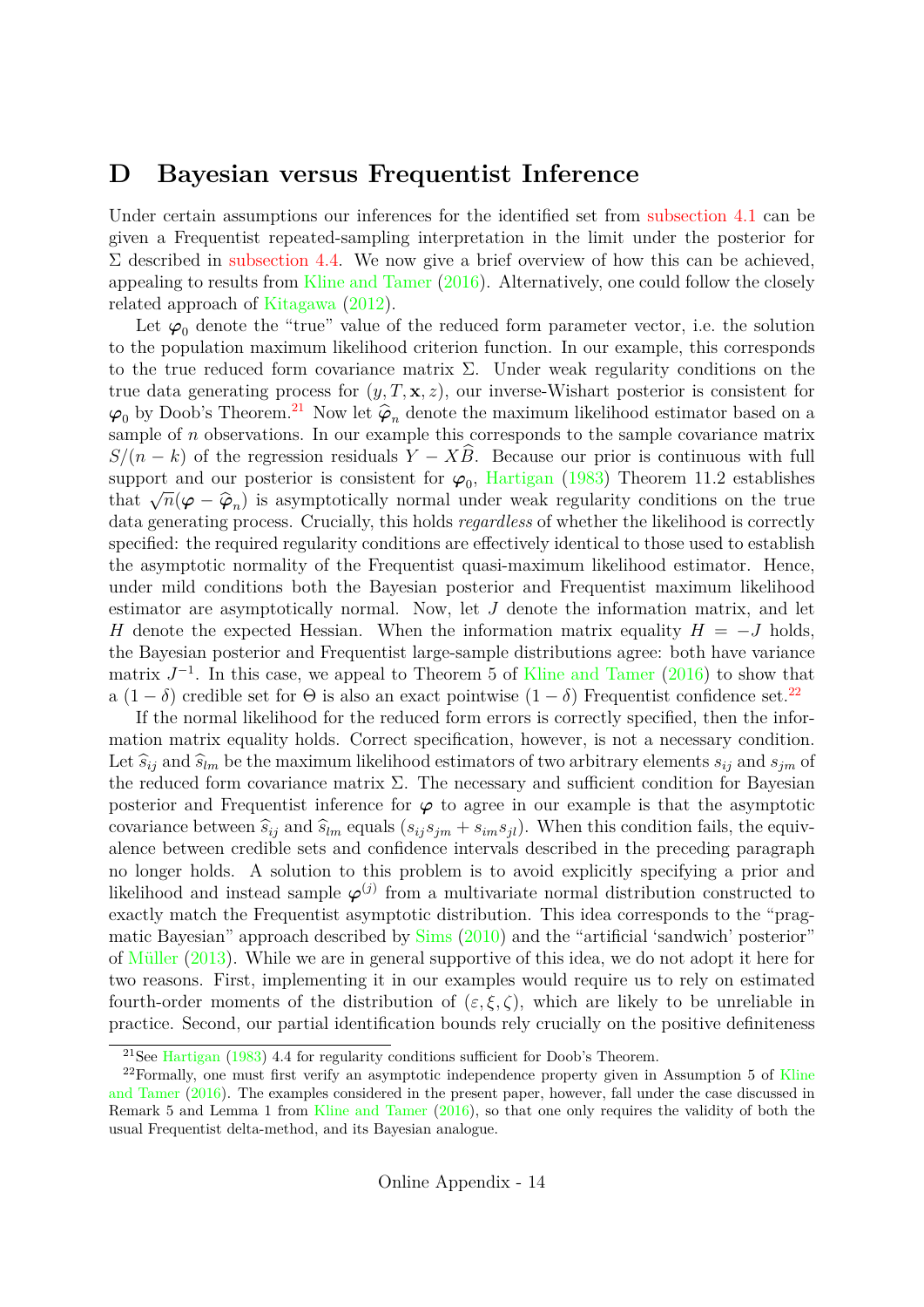# D Bayesian versus Frequentist Inference

Under certain assumptions our inferences for the identified set from subsection 4.1 can be given a Frequentist repeated-sampling interpretation in the limit under the posterior for $\Sigma$ described in subsection 4.4. We now give a brief overview of how this can be achieved, appealing to results from Kline and Tamer (2016). Alternatively, one could follow the closely related approach of Kitagawa (2012).

Let $\boldsymbol{\varphi}_0$ denote the "true" value of the reduced form parameter vector, i.e. the solution to the population maximum likelihood criterion function. In our example, this corresponds to the true reduced form covariance matrix $\Sigma$. Under weak regularity conditions on the true data generating process for $(y, T, \mathbf{x}, z)$, our inverse-Wishart posterior is consistent for $\boldsymbol{\varphi}_0$ by Doob's Theorem.[21] Now let $\widehat{\boldsymbol{\varphi}}_n$ denote the maximum likelihood estimator based on a sample of $n$ observations. In our example this corresponds to the sample covariance matrix $S/(n-k)$ of the regression residuals $Y - X\widehat{B}$. Because our prior is continuous with full support and our posterior is consistent for $\boldsymbol{\varphi}_0$, Hartigan (1983) Theorem 11.2 establishes that $\sqrt{n}(\boldsymbol{\varphi} - \widehat{\boldsymbol{\varphi}}_n)$ is asymptotically normal under weak regularity conditions on the true data generating process. Crucially, this holds *regardless* of whether the likelihood is correctly specified: the required regularity conditions are effectively identical to those used to establish the asymptotic normality of the Frequentist quasi-maximum likelihood estimator. Hence, under mild conditions both the Bayesian posterior and Frequentist maximum likelihood estimator are asymptotically normal. Now, let $J$ denote the information matrix, and let $H$ denote the expected Hessian. When the information matrix equality $H = -J$ holds, the Bayesian posterior and Frequentist large-sample distributions agree: both have variance matrix $J^{-1}$. In this case, we appeal to Theorem 5 of Kline and Tamer (2016) to show that a $(1-\delta)$ credible set for $\Theta$ is also an exact pointwise $(1-\delta)$ Frequentist confidence set.[22]

If the normal likelihood for the reduced form errors is correctly specified, then the information matrix equality holds. Correct specification, however, is not a necessary condition. Let $\widehat{s}_{ij}$ and $\widehat{s}_{lm}$ be the maximum likelihood estimators of two arbitrary elements $s_{ij}$ and $s_{jm}$ of the reduced form covariance matrix $\Sigma$. The necessary and sufficient condition for Bayesian posterior and Frequentist inference for $\boldsymbol{\varphi}$ to agree in our example is that the asymptotic covariance between $\widehat{s}_{ij}$ and $\widehat{s}_{lm}$ equals $(s_{ij}s_{jm} + s_{im}s_{jl})$. When this condition fails, the equivalence between credible sets and confidence intervals described in the preceding paragraph no longer holds. A solution to this problem is to avoid explicitly specifying a prior and likelihood and instead sample $\boldsymbol{\varphi}^{(j)}$ from a multivariate normal distribution constructed to exactly match the Frequentist asymptotic distribution. This idea corresponds to the "pragmatic Bayesian" approach described by Sims (2010) and the "artificial 'sandwich' posterior" of Müller (2013). While we are in general supportive of this idea, we do not adopt it here for two reasons. First, implementing it in our examples would require us to rely on estimated fourth-order moments of the distribution of $(\varepsilon, \xi, \zeta)$, which are likely to be unreliable in practice. Second, our partial identification bounds rely crucially on the positive definiteness

[21] See Hartigan (1983) 4.4 for regularity conditions sufficient for Doob's Theorem.

[22] Formally, one must first verify an asymptotic independence property given in Assumption 5 of Kline and Tamer (2016). The examples considered in the present paper, however, fall under the case discussed in Remark 5 and Lemma 1 from Kline and Tamer (2016), so that one only requires the validity of both the usual Frequentist delta-method, and its Bayesian analogue.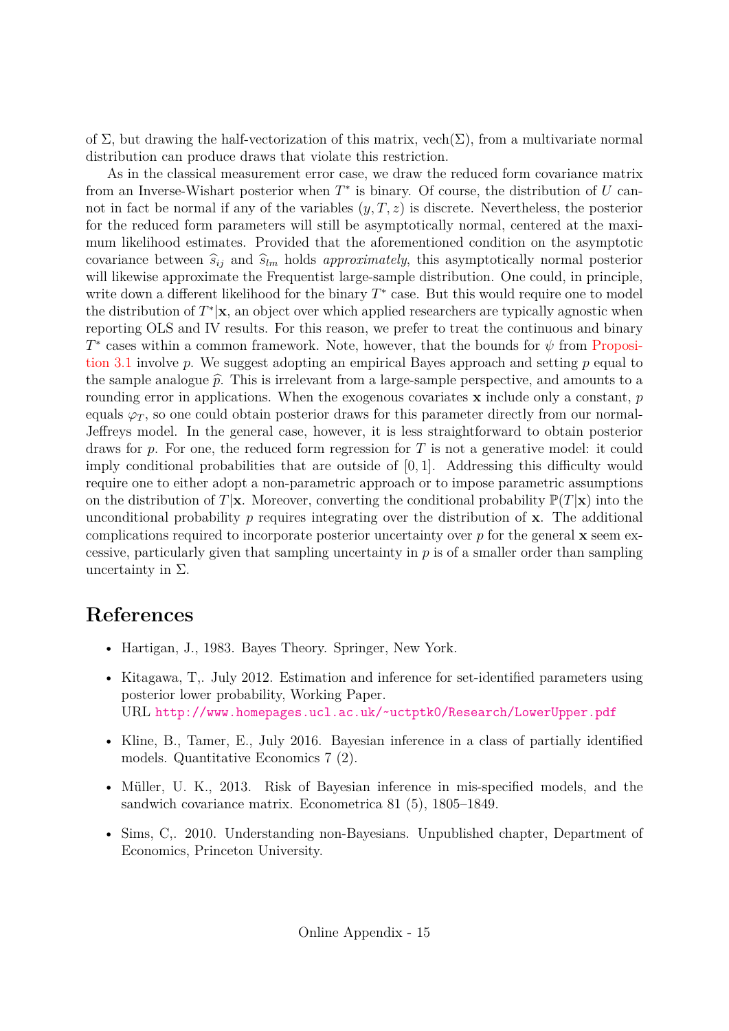of $\Sigma$, but drawing the half-vectorization of this matrix, $\text{vech}(\Sigma)$, from a multivariate normal distribution can produce draws that violate this restriction.

As in the classical measurement error case, we draw the reduced form covariance matrix from an Inverse-Wishart posterior when $T^*$ is binary. Of course, the distribution of $U$ cannot in fact be normal if any of the variables $(y, T, z)$ is discrete. Nevertheless, the posterior for the reduced form parameters will still be asymptotically normal, centered at the maximum likelihood estimates. Provided that the aforementioned condition on the asymptotic covariance between $\widehat{s}_{ij}$ and $\widehat{s}_{lm}$ holds *approximately*, this asymptotically normal posterior will likewise approximate the Frequentist large-sample distribution. One could, in principle, write down a different likelihood for the binary $T^*$ case. But this would require one to model the distribution of $T^*|\mathbf{x}$, an object over which applied researchers are typically agnostic when reporting OLS and IV results. For this reason, we prefer to treat the continuous and binary $T^*$ cases within a common framework. Note, however, that the bounds for $\psi$ from Proposition 3.1 involve $p$. We suggest adopting an empirical Bayes approach and setting $p$ equal to the sample analogue $\widehat{p}$. This is irrelevant from a large-sample perspective, and amounts to a rounding error in applications. When the exogenous covariates $\mathbf{x}$ include only a constant, $p$ equals $\varphi_T$, so one could obtain posterior draws for this parameter directly from our normal-Jeffreys model. In the general case, however, it is less straightforward to obtain posterior draws for $p$. For one, the reduced form regression for $T$ is not a generative model: it could imply conditional probabilities that are outside of $[0, 1]$. Addressing this difficulty would require one to either adopt a non-parametric approach or to impose parametric assumptions on the distribution of $T|\mathbf{x}$. Moreover, converting the conditional probability $\mathbb{P}(T|\mathbf{x})$ into the unconditional probability $p$ requires integrating over the distribution of $\mathbf{x}$. The additional complications required to incorporate posterior uncertainty over $p$ for the general $\mathbf{x}$ seem excessive, particularly given that sampling uncertainty in $p$ is of a smaller order than sampling uncertainty in $\Sigma$.

# References

- Hartigan, J., 1983. Bayes Theory. Springer, New York.
- Kitagawa, T,. July 2012. Estimation and inference for set-identified parameters using posterior lower probability, Working Paper.
  URL http://www.homepages.ucl.ac.uk/~uctptk0/Research/LowerUpper.pdf
- Kline, B., Tamer, E., July 2016. Bayesian inference in a class of partially identified models. Quantitative Economics 7 (2).
- Müller, U. K., 2013. Risk of Bayesian inference in mis-specified models, and the sandwich covariance matrix. Econometrica 81 (5), 1805–1849.
- Sims, C,. 2010. Understanding non-Bayesians. Unpublished chapter, Department of Economics, Princeton University.